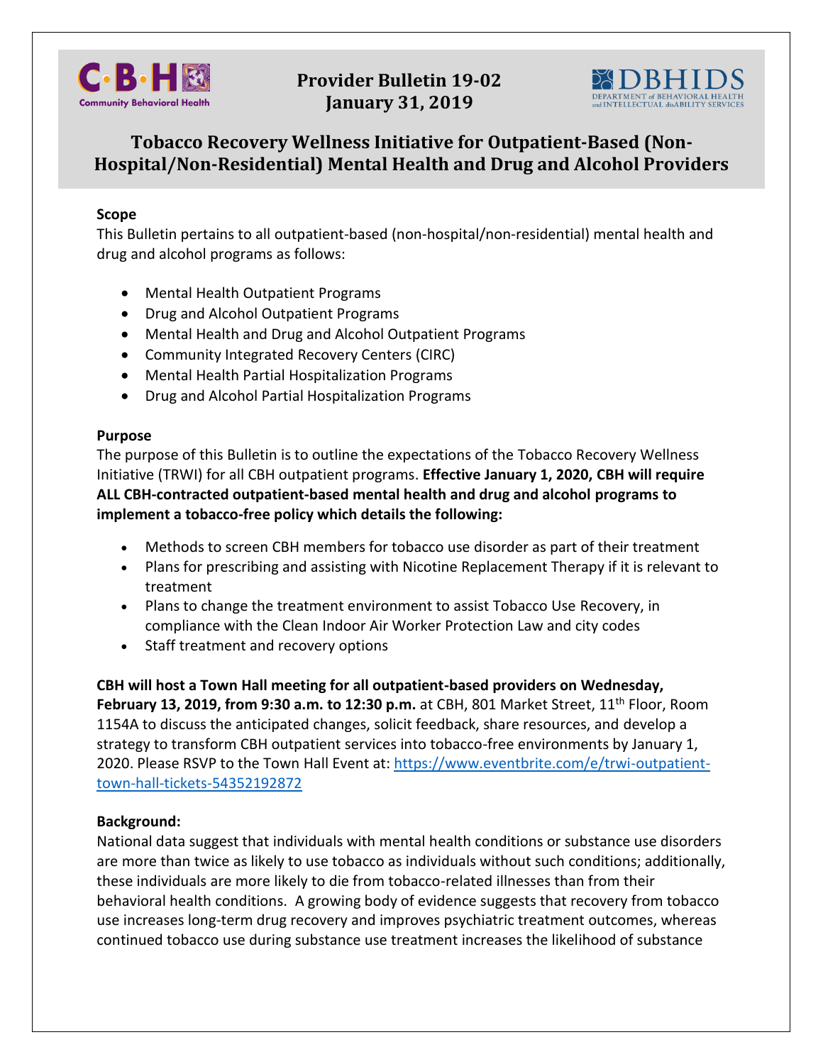# Provider Bulletin 19-02
## January 31, 2019

## Tobacco Recovery Wellness Initiative for Outpatient-Based (Non-Hospital/Non-Residential) Mental Health and Drug and Alcohol Providers

**Scope**

This Bulletin pertains to all outpatient-based (non-hospital/non-residential) mental health and drug and alcohol programs as follows:

- Mental Health Outpatient Programs
- Drug and Alcohol Outpatient Programs
- Mental Health and Drug and Alcohol Outpatient Programs
- Community Integrated Recovery Centers (CIRC)
- Mental Health Partial Hospitalization Programs
- Drug and Alcohol Partial Hospitalization Programs

**Purpose**

The purpose of this Bulletin is to outline the expectations of the Tobacco Recovery Wellness Initiative (TRWI) for all CBH outpatient programs. **Effective January 1, 2020, CBH will require ALL CBH-contracted outpatient-based mental health and drug and alcohol programs to implement a tobacco-free policy which details the following:**

- Methods to screen CBH members for tobacco use disorder as part of their treatment
- Plans for prescribing and assisting with Nicotine Replacement Therapy if it is relevant to treatment
- Plans to change the treatment environment to assist Tobacco Use Recovery, in compliance with the Clean Indoor Air Worker Protection Law and city codes
- Staff treatment and recovery options

**CBH will host a Town Hall meeting for all outpatient-based providers on Wednesday, February 13, 2019, from 9:30 a.m. to 12:30 p.m.** at CBH, 801 Market Street, 11th Floor, Room 1154A to discuss the anticipated changes, solicit feedback, share resources, and develop a strategy to transform CBH outpatient services into tobacco-free environments by January 1, 2020. Please RSVP to the Town Hall Event at: https://www.eventbrite.com/e/trwi-outpatient-town-hall-tickets-54352192872

**Background:**

National data suggest that individuals with mental health conditions or substance use disorders are more than twice as likely to use tobacco as individuals without such conditions; additionally, these individuals are more likely to die from tobacco-related illnesses than from their behavioral health conditions. A growing body of evidence suggests that recovery from tobacco use increases long-term drug recovery and improves psychiatric treatment outcomes, whereas continued tobacco use during substance use treatment increases the likelihood of substance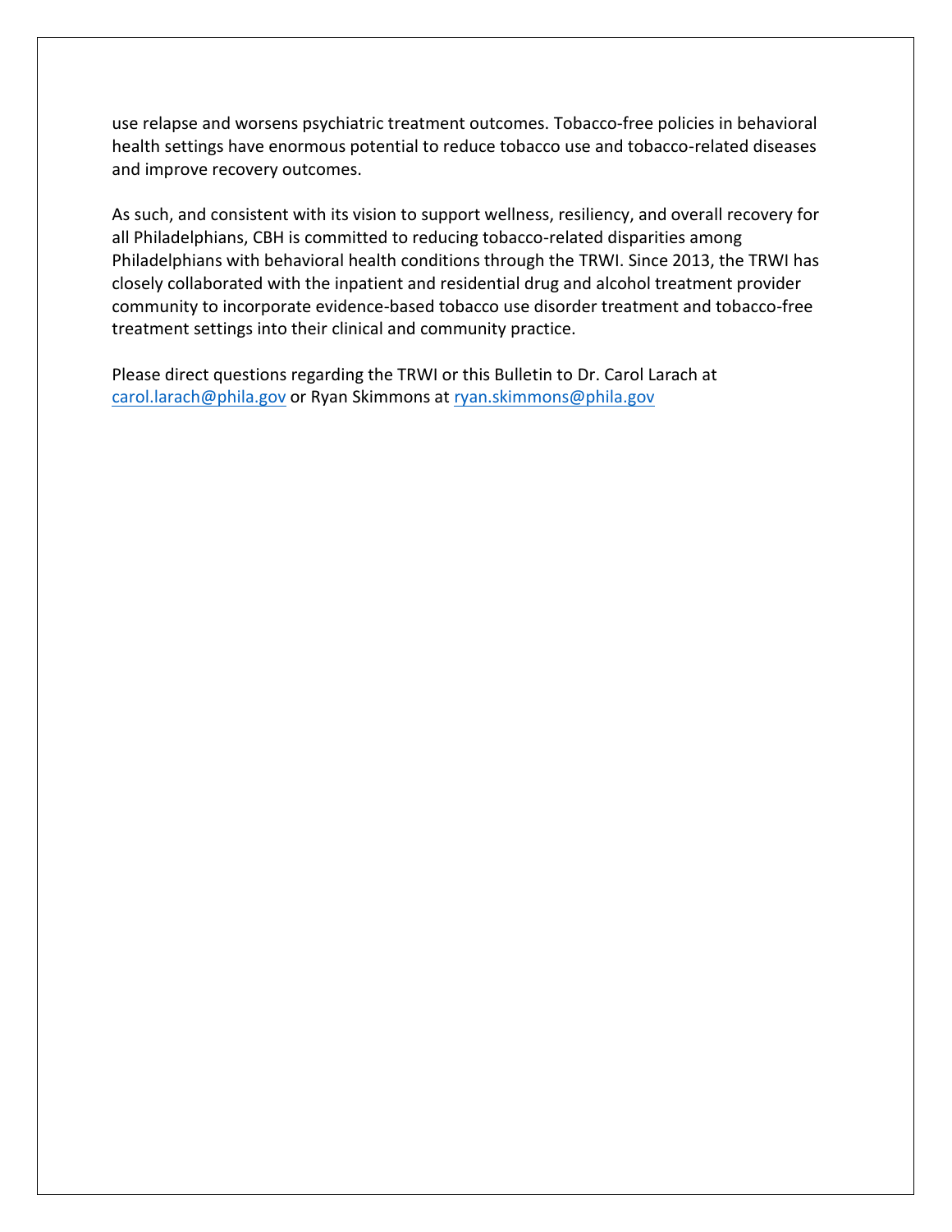use relapse and worsens psychiatric treatment outcomes. Tobacco-free policies in behavioral health settings have enormous potential to reduce tobacco use and tobacco-related diseases and improve recovery outcomes.

As such, and consistent with its vision to support wellness, resiliency, and overall recovery for all Philadelphians, CBH is committed to reducing tobacco-related disparities among Philadelphians with behavioral health conditions through the TRWI. Since 2013, the TRWI has closely collaborated with the inpatient and residential drug and alcohol treatment provider community to incorporate evidence-based tobacco use disorder treatment and tobacco-free treatment settings into their clinical and community practice.

Please direct questions regarding the TRWI or this Bulletin to Dr. Carol Larach at carol.larach@phila.gov or Ryan Skimmons at ryan.skimmons@phila.gov